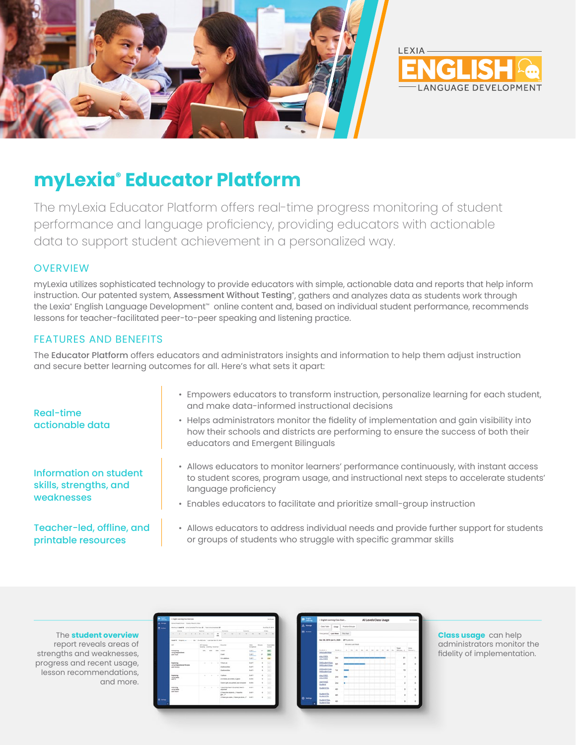LEXIA ENGLISH LANGUAGE DEVELOPMENT

# myLexia® Educator Platform

The myLexia Educator Platform offers real-time progress monitoring of student performance and language proficiency, providing educators with actionable data to support student achievement in a personalized way.

## OVERVIEW

myLexia utilizes sophisticated technology to provide educators with simple, actionable data and reports that help inform instruction. Our patented system, **Assessment Without Testing®**, gathers and analyzes data as students work through the Lexia® English Language Development™ online content and, based on individual student performance, recommends lessons for teacher-facilitated peer-to-peer speaking and listening practice.

## FEATURES AND BENEFITS

The **Educator Platform** offers educators and administrators insights and information to help them adjust instruction and secure better learning outcomes for all. Here's what sets it apart:

### Real-time actionable data

- Empowers educators to transform instruction, personalize learning for each student, and make data-informed instructional decisions
- Helps administrators monitor the fidelity of implementation and gain visibility into how their schools and districts are performing to ensure the success of both their educators and Emergent Bilinguals

### Information on student skills, strengths, and weaknesses

- Allows educators to monitor learners' performance continuously, with instant access to student scores, program usage, and instructional next steps to accelerate students' language proficiency
- Enables educators to facilitate and prioritize small-group instruction

### Teacher-led, offline, and printable resources

- Allows educators to address individual needs and provide further support for students or groups of students who struggle with specific grammar skills

The **student overview** report reveals areas of strengths and weaknesses, progress and recent usage, lesson recommendations, and more.

**Class usage** can help administrators monitor the fidelity of implementation.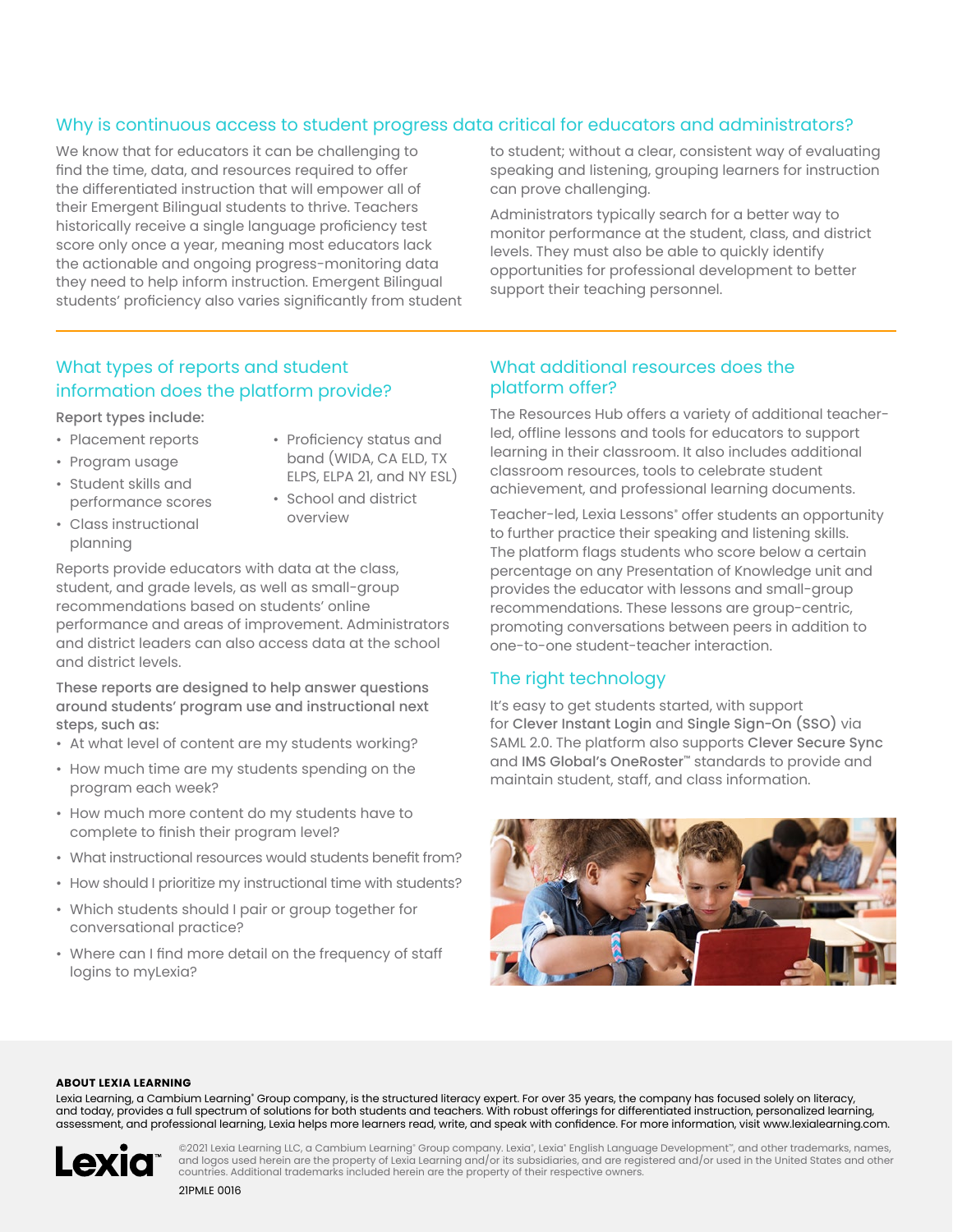## Why is continuous access to student progress data critical for educators and administrators?

We know that for educators it can be challenging to find the time, data, and resources required to offer the differentiated instruction that will empower all of their Emergent Bilingual students to thrive. Teachers historically receive a single language proficiency test score only once a year, meaning most educators lack the actionable and ongoing progress-monitoring data they need to help inform instruction. Emergent Bilingual students' proficiency also varies significantly from student to student; without a clear, consistent way of evaluating speaking and listening, grouping learners for instruction can prove challenging.

Administrators typically search for a better way to monitor performance at the student, class, and district levels. They must also be able to quickly identify opportunities for professional development to better support their teaching personnel.

## What types of reports and student information does the platform provide?

Report types include:

- Placement reports
- Program usage
- Student skills and performance scores
- Class instructional planning
- Proficiency status and band (WIDA, CA ELD, TX ELPS, ELPA 21, and NY ESL)
- School and district overview

Reports provide educators with data at the class, student, and grade levels, as well as small-group recommendations based on students' online performance and areas of improvement. Administrators and district leaders can also access data at the school and district levels.

These reports are designed to help answer questions around students' program use and instructional next steps, such as:

- At what level of content are my students working?
- How much time are my students spending on the program each week?
- How much more content do my students have to complete to finish their program level?
- What instructional resources would students benefit from?
- How should I prioritize my instructional time with students?
- Which students should I pair or group together for conversational practice?
- Where can I find more detail on the frequency of staff logins to myLexia?

## What additional resources does the platform offer?

The Resources Hub offers a variety of additional teacher-led, offline lessons and tools for educators to support learning in their classroom. It also includes additional classroom resources, tools to celebrate student achievement, and professional learning documents.

Teacher-led, Lexia Lessons® offer students an opportunity to further practice their speaking and listening skills. The platform flags students who score below a certain percentage on any Presentation of Knowledge unit and provides the educator with lessons and small-group recommendations. These lessons are group-centric, promoting conversations between peers in addition to one-to-one student-teacher interaction.

## The right technology

It's easy to get students started, with support for **Clever Instant Login** and **Single Sign-On (SSO)** via SAML 2.0. The platform also supports **Clever Secure Sync** and **IMS Global's OneRoster™** standards to provide and maintain student, staff, and class information.

**ABOUT LEXIA LEARNING**

Lexia Learning, a Cambium Learning® Group company, is the structured literacy expert. For over 35 years, the company has focused solely on literacy, and today, provides a full spectrum of solutions for both students and teachers. With robust offerings for differentiated instruction, personalized learning, assessment, and professional learning, Lexia helps more learners read, write, and speak with confidence. For more information, visit www.lexialearning.com.

Lexia™

©2021 Lexia Learning LLC, a Cambium Learning® Group company. Lexia®, Lexia® English Language Development™, and other trademarks, names, and logos used herein are the property of Lexia Learning and/or its subsidiaries, and are registered and/or used in the United States and other countries. Additional trademarks included herein are the property of their respective owners.

21PMLE 0016